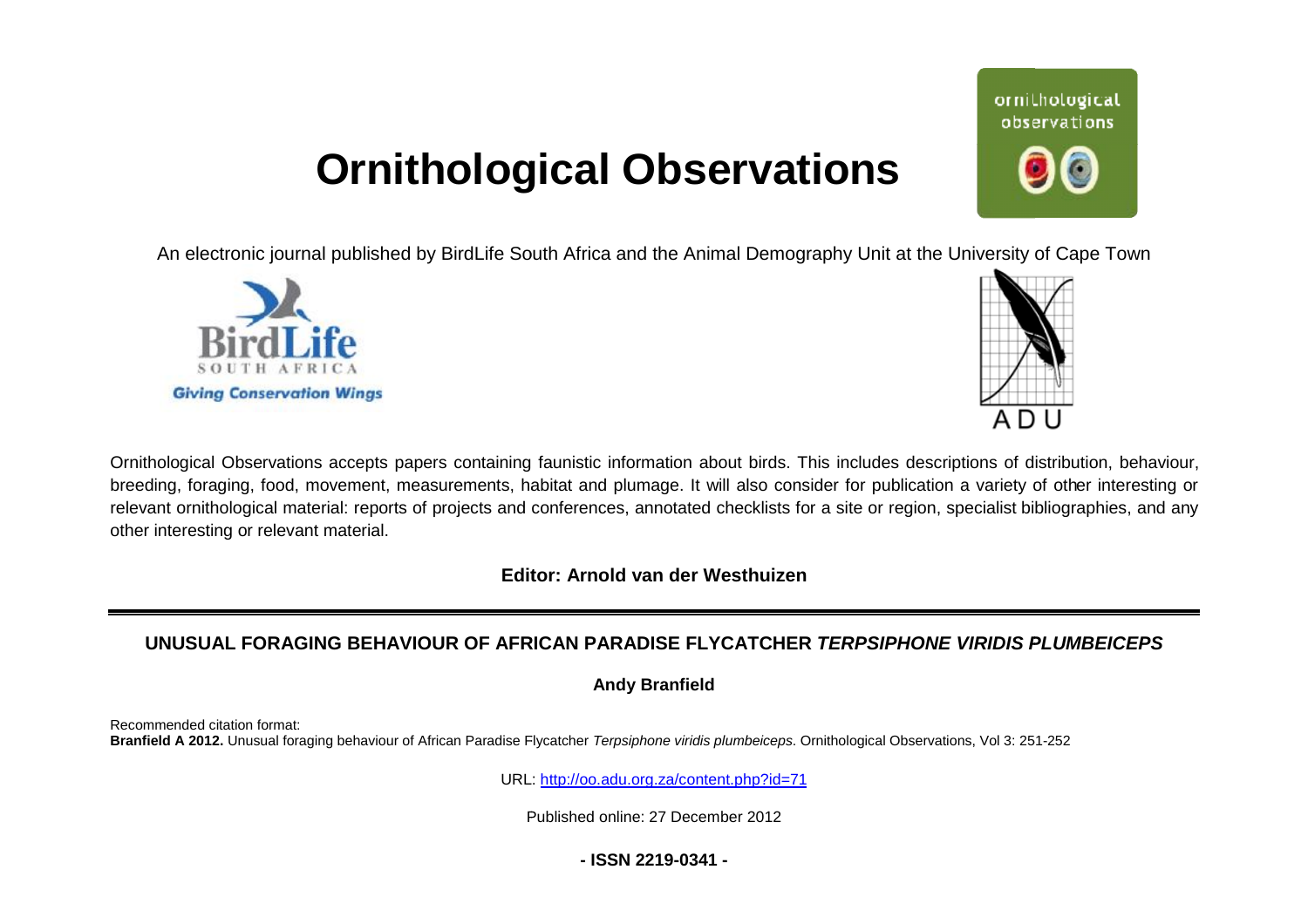# Ornithological Observations

An electronic journal published by BirdLife South Africa and the Animal Demography Unit at the University of Cape Town

Ornithological Observations accepts papers containing faunistic information about birds. This includes descriptions of distribution, behaviour, breeding, foraging, food, movement, measurements, habitat and plumage. It will also consider for publication a variety of other interesting or relevant ornithological material: reports of projects and conferences, annotated checklists for a site or region, specialist bibliographies, and any other interesting or relevant material.

**Editor: Arnold van der Westhuizen**

## UNUSUAL FORAGING BEHAVIOUR OF AFRICAN PARADISE FLYCATCHER *TERPSIPHONE VIRIDIS PLUMBEICEPS*

**Andy Branfield**

Recommended citation format:
**Branfield A 2012.** Unusual foraging behaviour of African Paradise Flycatcher *Terpsiphone viridis plumbeiceps*. Ornithological Observations, Vol 3: 251-252

URL: http://oo.adu.org.za/content.php?id=71

Published online: 27 December 2012

**- ISSN 2219-0341 -**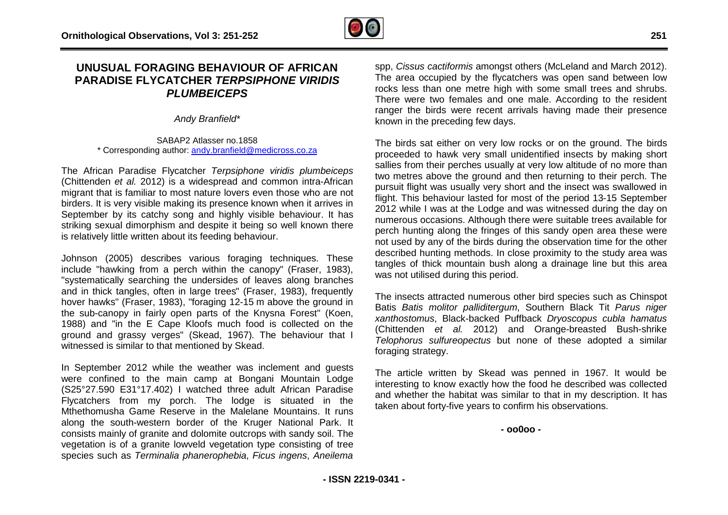# UNUSUAL FORAGING BEHAVIOUR OF AFRICAN PARADISE FLYCATCHER *TERPSIPHONE VIRIDIS PLUMBEICEPS*

*Andy Branfield\**

SABAP2 Atlasser no.1858
\* Corresponding author: andy.branfield@medicross.co.za

The African Paradise Flycatcher *Terpsiphone viridis plumbeiceps* (Chittenden *et al.* 2012) is a widespread and common intra-African migrant that is familiar to most nature lovers even those who are not birders. It is very visible making its presence known when it arrives in September by its catchy song and highly visible behaviour. It has striking sexual dimorphism and despite it being so well known there is relatively little written about its feeding behaviour.

Johnson (2005) describes various foraging techniques. These include "hawking from a perch within the canopy" (Fraser, 1983), "systematically searching the undersides of leaves along branches and in thick tangles, often in large trees" (Fraser, 1983), frequently hover hawks" (Fraser, 1983), "foraging 12-15 m above the ground in the sub-canopy in fairly open parts of the Knysna Forest" (Koen, 1988) and "in the E Cape Kloofs much food is collected on the ground and grassy verges" (Skead, 1967). The behaviour that I witnessed is similar to that mentioned by Skead.

In September 2012 while the weather was inclement and guests were confined to the main camp at Bongani Mountain Lodge (S25°27.590 E31°17.402) I watched three adult African Paradise Flycatchers from my porch. The lodge is situated in the Mthethomusha Game Reserve in the Malelane Mountains. It runs along the south-western border of the Kruger National Park. It consists mainly of granite and dolomite outcrops with sandy soil. The vegetation is of a granite lowveld vegetation type consisting of tree species such as *Terminalia phanerophebia*, *Ficus ingens*, *Aneilema* spp, *Cissus cactiformis* amongst others (McLeland and March 2012). The area occupied by the flycatchers was open sand between low rocks less than one metre high with some small trees and shrubs. There were two females and one male. According to the resident ranger the birds were recent arrivals having made their presence known in the preceding few days.

The birds sat either on very low rocks or on the ground. The birds proceeded to hawk very small unidentified insects by making short sallies from their perches usually at very low altitude of no more than two metres above the ground and then returning to their perch. The pursuit flight was usually very short and the insect was swallowed in flight. This behaviour lasted for most of the period 13-15 September 2012 while I was at the Lodge and was witnessed during the day on numerous occasions. Although there were suitable trees available for perch hunting along the fringes of this sandy open area these were not used by any of the birds during the observation time for the other described hunting methods. In close proximity to the study area was tangles of thick mountain bush along a drainage line but this area was not utilised during this period.

The insects attracted numerous other bird species such as Chinspot Batis *Batis molitor palliditergum*, Southern Black Tit *Parus niger xanthostomus*, Black-backed Puffback *Dryoscopus cubla hamatus* (Chittenden *et al.* 2012) and Orange-breasted Bush-shrike *Telophorus sulfureopectus* but none of these adopted a similar foraging strategy.

The article written by Skead was penned in 1967. It would be interesting to know exactly how the food he described was collected and whether the habitat was similar to that in my description. It has taken about forty-five years to confirm his observations.

\- oo0oo -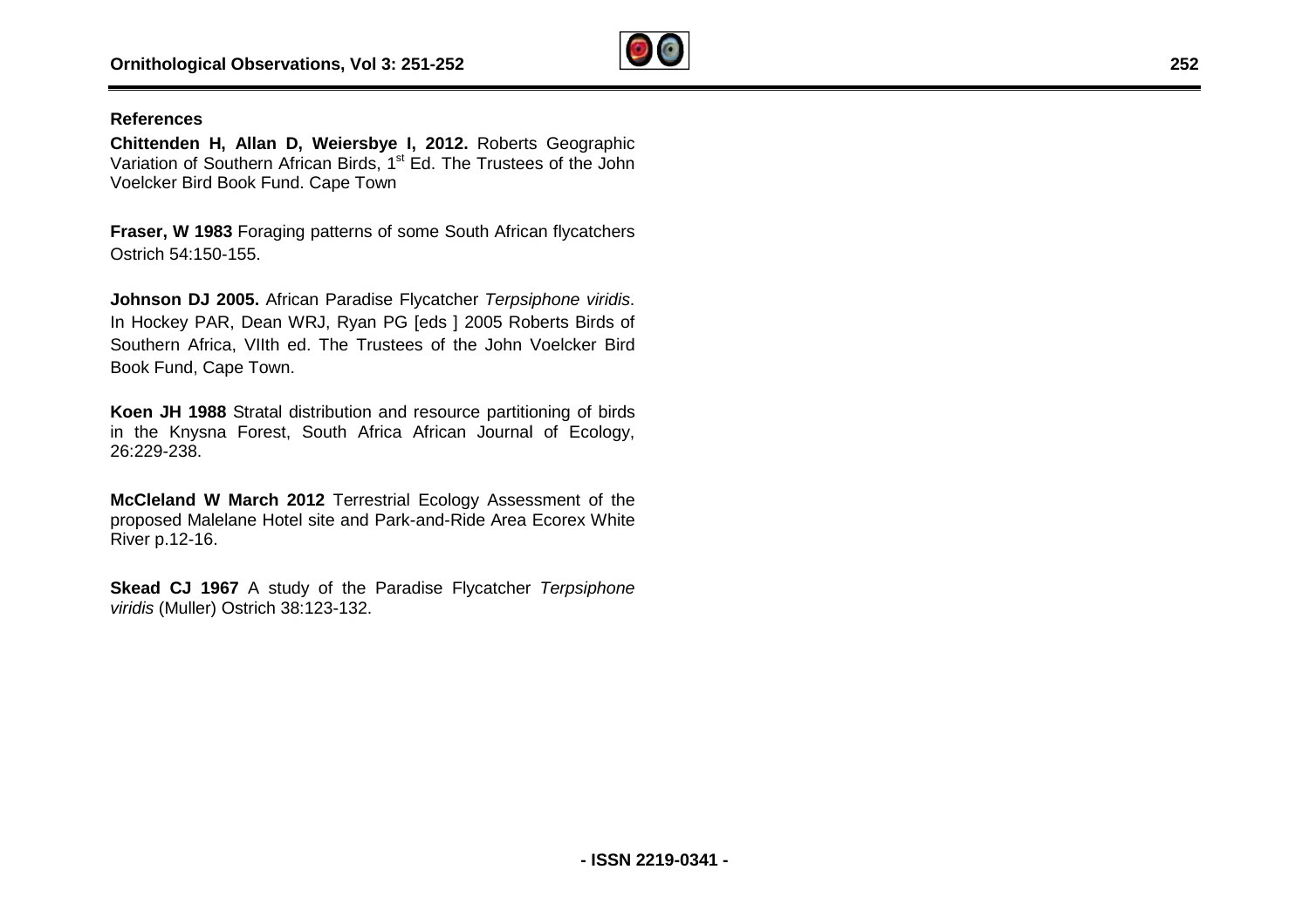## References

**Chittenden H, Allan D, Weiersbye I, 2012.** Roberts Geographic Variation of Southern African Birds, 1st Ed. The Trustees of the John Voelcker Bird Book Fund. Cape Town

**Fraser, W 1983** Foraging patterns of some South African flycatchers Ostrich 54:150-155.

**Johnson DJ 2005.** African Paradise Flycatcher *Terpsiphone viridis*. In Hockey PAR, Dean WRJ, Ryan PG [eds ] 2005 Roberts Birds of Southern Africa, VIIth ed. The Trustees of the John Voelcker Bird Book Fund, Cape Town.

**Koen JH 1988** Stratal distribution and resource partitioning of birds in the Knysna Forest, South Africa African Journal of Ecology, 26:229-238.

**McCleland W March 2012** Terrestrial Ecology Assessment of the proposed Malelane Hotel site and Park-and-Ride Area Ecorex White River p.12-16.

**Skead CJ 1967** A study of the Paradise Flycatcher *Terpsiphone viridis* (Muller) Ostrich 38:123-132.